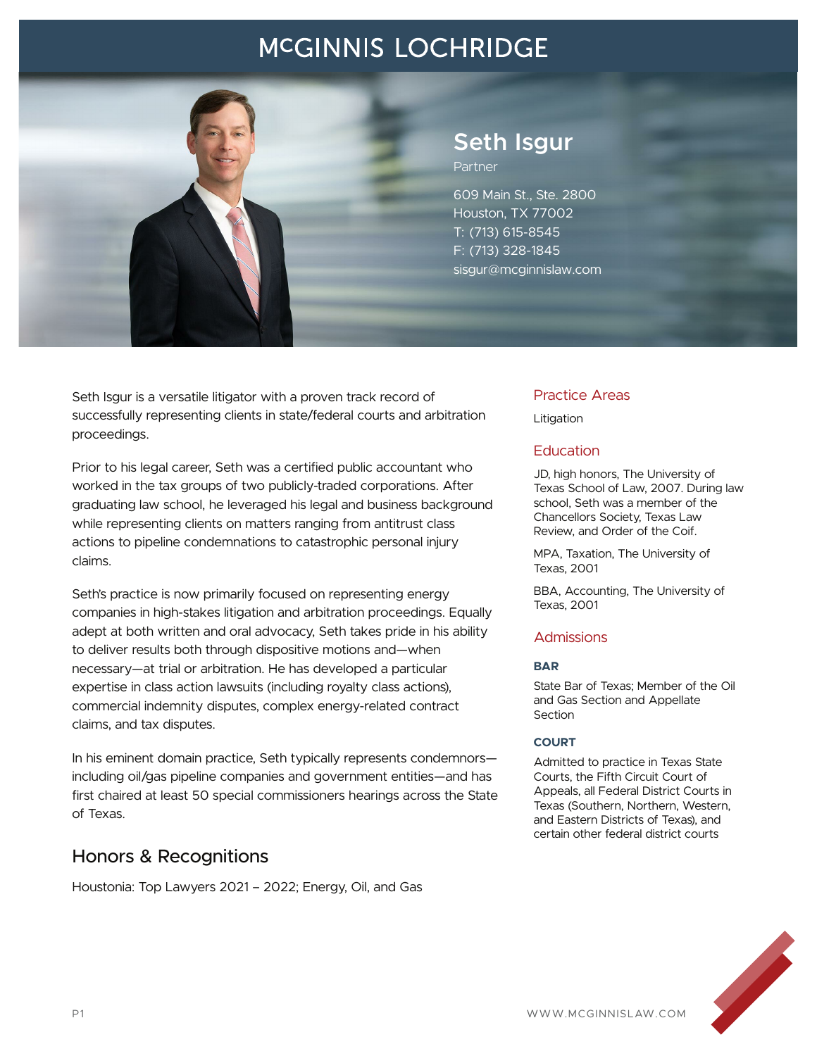# McGINNIS LOCHRIDGE

## Seth Isgur

Partner

609 Main St., Ste. 2800
Houston, TX 77002
T: (713) 615-8545
F: (713) 328-1845
sisgur@mcginnislaw.com

Seth Isgur is a versatile litigator with a proven track record of successfully representing clients in state/federal courts and arbitration proceedings.

Prior to his legal career, Seth was a certified public accountant who worked in the tax groups of two publicly-traded corporations. After graduating law school, he leveraged his legal and business background while representing clients on matters ranging from antitrust class actions to pipeline condemnations to catastrophic personal injury claims.

Seth's practice is now primarily focused on representing energy companies in high-stakes litigation and arbitration proceedings. Equally adept at both written and oral advocacy, Seth takes pride in his ability to deliver results both through dispositive motions and—when necessary—at trial or arbitration. He has developed a particular expertise in class action lawsuits (including royalty class actions), commercial indemnity disputes, complex energy-related contract claims, and tax disputes.

In his eminent domain practice, Seth typically represents condemnors—including oil/gas pipeline companies and government entities—and has first chaired at least 50 special commissioners hearings across the State of Texas.

## Honors & Recognitions

Houstonia: Top Lawyers 2021 – 2022; Energy, Oil, and Gas

### Practice Areas

Litigation

### Education

JD, high honors, The University of Texas School of Law, 2007. During law school, Seth was a member of the Chancellors Society, Texas Law Review, and Order of the Coif.

MPA, Taxation, The University of Texas, 2001

BBA, Accounting, The University of Texas, 2001

### Admissions

**BAR**

State Bar of Texas; Member of the Oil and Gas Section and Appellate Section

**COURT**

Admitted to practice in Texas State Courts, the Fifth Circuit Court of Appeals, all Federal District Courts in Texas (Southern, Northern, Western, and Eastern Districts of Texas), and certain other federal district courts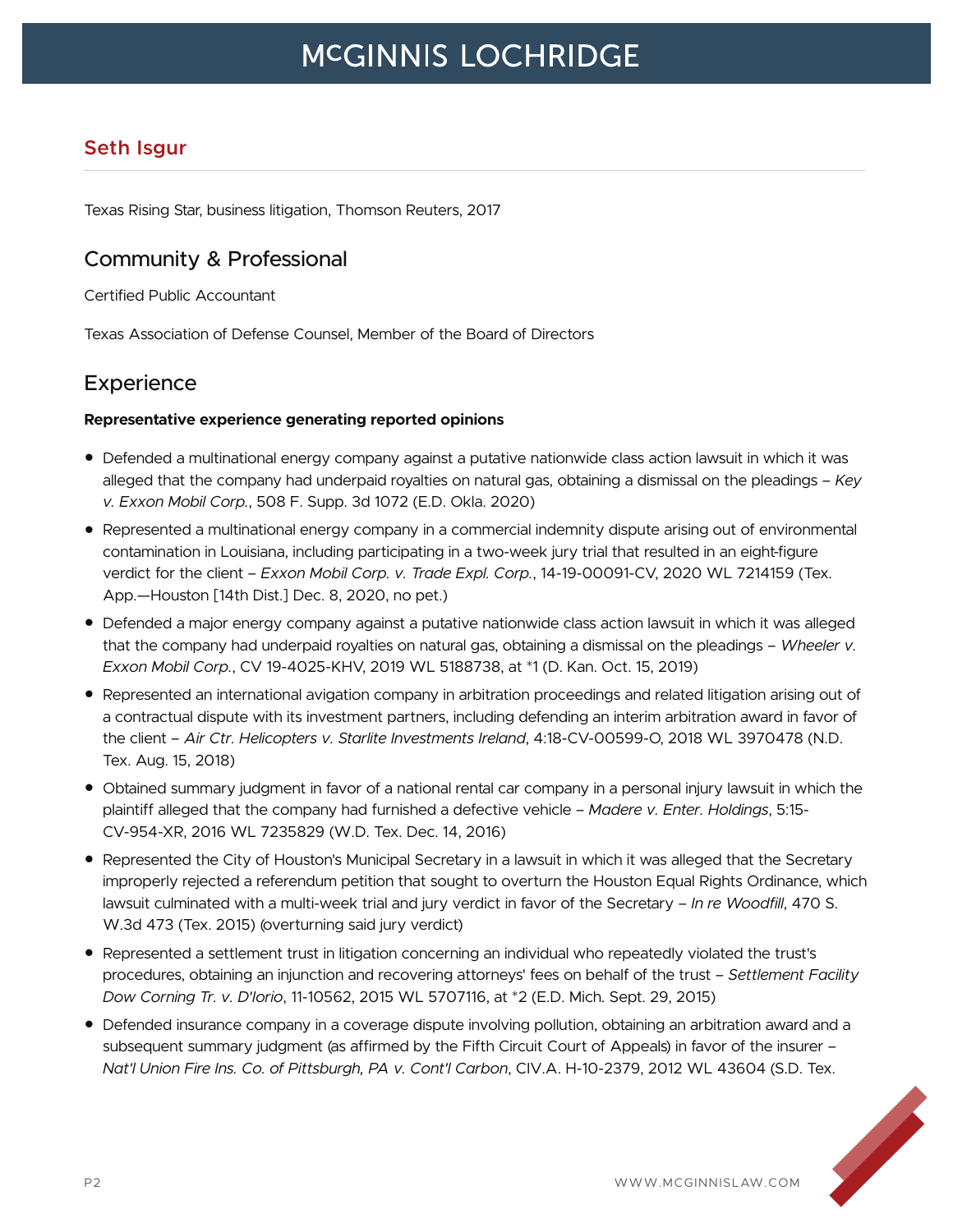## Seth Isgur

Texas Rising Star, business litigation, Thomson Reuters, 2017

## Community & Professional

Certified Public Accountant

Texas Association of Defense Counsel, Member of the Board of Directors

## Experience

**Representative experience generating reported opinions**

- Defended a multinational energy company against a putative nationwide class action lawsuit in which it was alleged that the company had underpaid royalties on natural gas, obtaining a dismissal on the pleadings – *Key v. Exxon Mobil Corp.*, 508 F. Supp. 3d 1072 (E.D. Okla. 2020)
- Represented a multinational energy company in a commercial indemnity dispute arising out of environmental contamination in Louisiana, including participating in a two-week jury trial that resulted in an eight-figure verdict for the client – *Exxon Mobil Corp. v. Trade Expl. Corp.*, 14-19-00091-CV, 2020 WL 7214159 (Tex. App.—Houston [14th Dist.] Dec. 8, 2020, no pet.)
- Defended a major energy company against a putative nationwide class action lawsuit in which it was alleged that the company had underpaid royalties on natural gas, obtaining a dismissal on the pleadings – *Wheeler v. Exxon Mobil Corp.*, CV 19-4025-KHV, 2019 WL 5188738, at *1 (D. Kan. Oct. 15, 2019)
- Represented an international avigation company in arbitration proceedings and related litigation arising out of a contractual dispute with its investment partners, including defending an interim arbitration award in favor of the client – *Air Ctr. Helicopters v. Starlite Investments Ireland*, 4:18-CV-00599-O, 2018 WL 3970478 (N.D. Tex. Aug. 15, 2018)
- Obtained summary judgment in favor of a national rental car company in a personal injury lawsuit in which the plaintiff alleged that the company had furnished a defective vehicle – *Madere v. Enter. Holdings*, 5:15-CV-954-XR, 2016 WL 7235829 (W.D. Tex. Dec. 14, 2016)
- Represented the City of Houston's Municipal Secretary in a lawsuit in which it was alleged that the Secretary improperly rejected a referendum petition that sought to overturn the Houston Equal Rights Ordinance, which lawsuit culminated with a multi-week trial and jury verdict in favor of the Secretary – *In re Woodfill*, 470 S.W.3d 473 (Tex. 2015) (overturning said jury verdict)
- Represented a settlement trust in litigation concerning an individual who repeatedly violated the trust's procedures, obtaining an injunction and recovering attorneys' fees on behalf of the trust – *Settlement Facility Dow Corning Tr. v. D'Iorio*, 11-10562, 2015 WL 5707116, at *2 (E.D. Mich. Sept. 29, 2015)
- Defended insurance company in a coverage dispute involving pollution, obtaining an arbitration award and a subsequent summary judgment (as affirmed by the Fifth Circuit Court of Appeals) in favor of the insurer – *Nat'l Union Fire Ins. Co. of Pittsburgh, PA v. Cont'l Carbon*, CIV.A. H-10-2379, 2012 WL 43604 (S.D. Tex.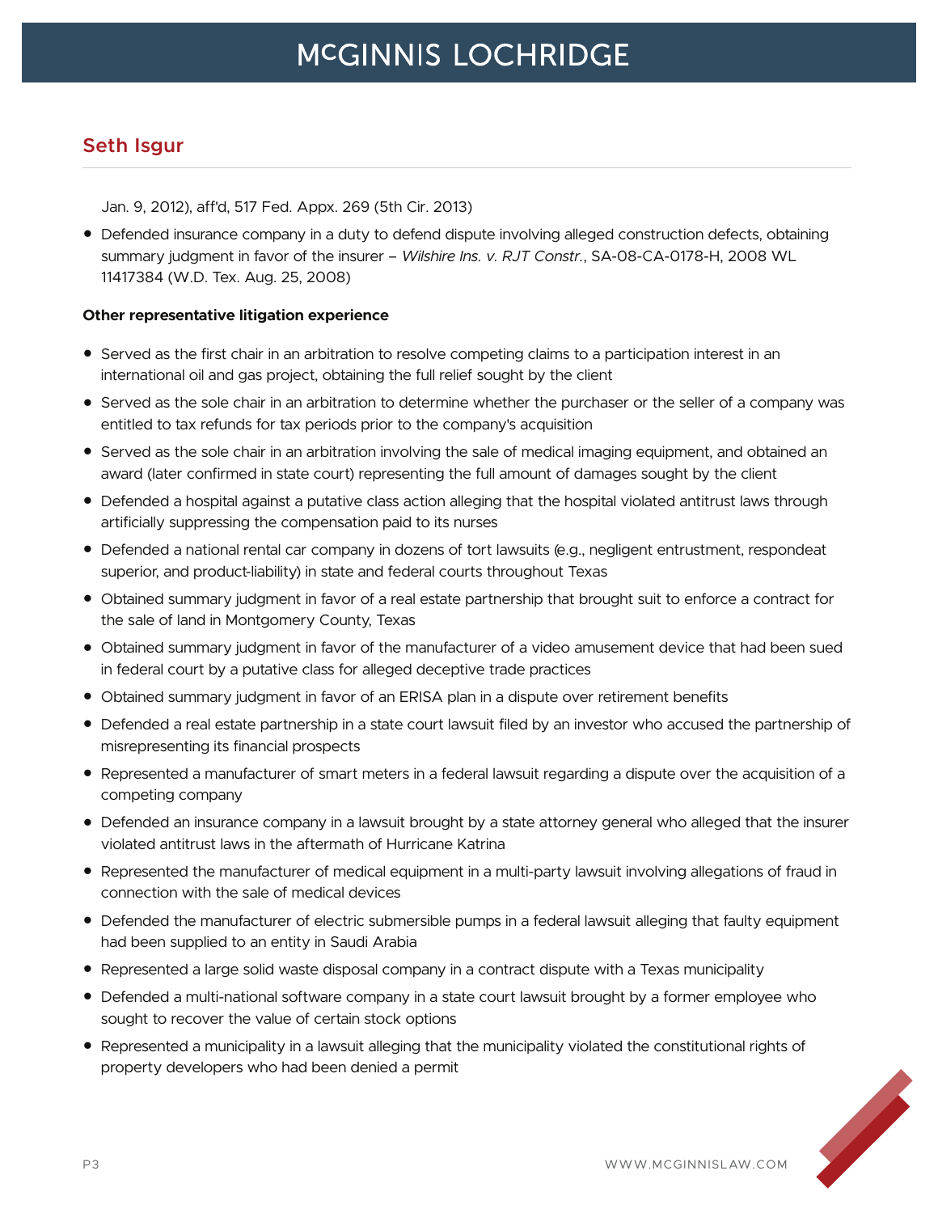Jan. 9, 2012), aff'd, 517 Fed. Appx. 269 (5th Cir. 2013)

- Defended insurance company in a duty to defend dispute involving alleged construction defects, obtaining summary judgment in favor of the insurer – *Wilshire Ins. v. RJT Constr.*, SA-08-CA-0178-H, 2008 WL 11417384 (W.D. Tex. Aug. 25, 2008)

**Other representative litigation experience**

- Served as the first chair in an arbitration to resolve competing claims to a participation interest in an international oil and gas project, obtaining the full relief sought by the client
- Served as the sole chair in an arbitration to determine whether the purchaser or the seller of a company was entitled to tax refunds for tax periods prior to the company's acquisition
- Served as the sole chair in an arbitration involving the sale of medical imaging equipment, and obtained an award (later confirmed in state court) representing the full amount of damages sought by the client
- Defended a hospital against a putative class action alleging that the hospital violated antitrust laws through artificially suppressing the compensation paid to its nurses
- Defended a national rental car company in dozens of tort lawsuits (e.g., negligent entrustment, respondeat superior, and product-liability) in state and federal courts throughout Texas
- Obtained summary judgment in favor of a real estate partnership that brought suit to enforce a contract for the sale of land in Montgomery County, Texas
- Obtained summary judgment in favor of the manufacturer of a video amusement device that had been sued in federal court by a putative class for alleged deceptive trade practices
- Obtained summary judgment in favor of an ERISA plan in a dispute over retirement benefits
- Defended a real estate partnership in a state court lawsuit filed by an investor who accused the partnership of misrepresenting its financial prospects
- Represented a manufacturer of smart meters in a federal lawsuit regarding a dispute over the acquisition of a competing company
- Defended an insurance company in a lawsuit brought by a state attorney general who alleged that the insurer violated antitrust laws in the aftermath of Hurricane Katrina
- Represented the manufacturer of medical equipment in a multi-party lawsuit involving allegations of fraud in connection with the sale of medical devices
- Defended the manufacturer of electric submersible pumps in a federal lawsuit alleging that faulty equipment had been supplied to an entity in Saudi Arabia
- Represented a large solid waste disposal company in a contract dispute with a Texas municipality
- Defended a multi-national software company in a state court lawsuit brought by a former employee who sought to recover the value of certain stock options
- Represented a municipality in a lawsuit alleging that the municipality violated the constitutional rights of property developers who had been denied a permit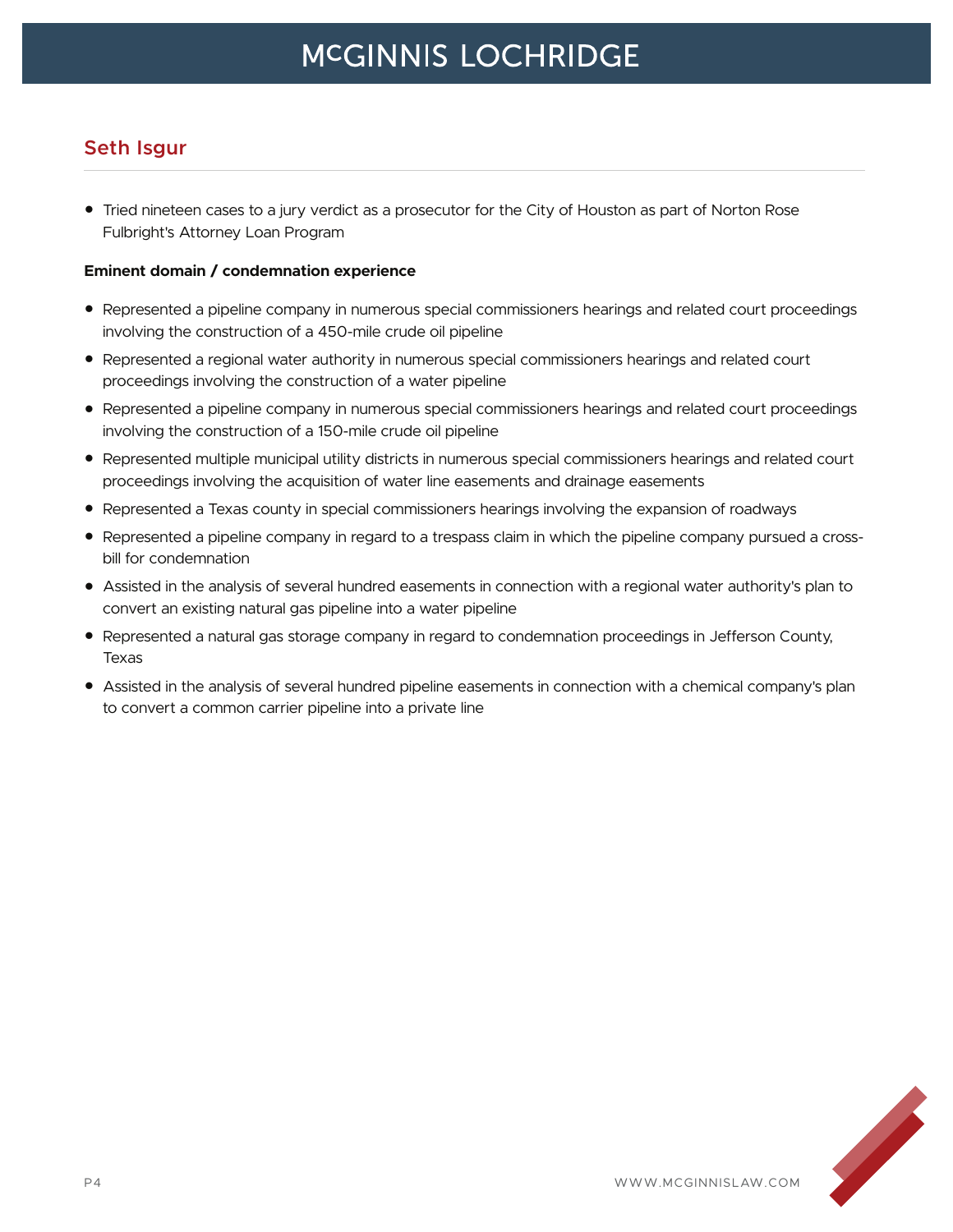## Seth Isgur

- Tried nineteen cases to a jury verdict as a prosecutor for the City of Houston as part of Norton Rose Fulbright's Attorney Loan Program

**Eminent domain / condemnation experience**

- Represented a pipeline company in numerous special commissioners hearings and related court proceedings involving the construction of a 450-mile crude oil pipeline
- Represented a regional water authority in numerous special commissioners hearings and related court proceedings involving the construction of a water pipeline
- Represented a pipeline company in numerous special commissioners hearings and related court proceedings involving the construction of a 150-mile crude oil pipeline
- Represented multiple municipal utility districts in numerous special commissioners hearings and related court proceedings involving the acquisition of water line easements and drainage easements
- Represented a Texas county in special commissioners hearings involving the expansion of roadways
- Represented a pipeline company in regard to a trespass claim in which the pipeline company pursued a cross-bill for condemnation
- Assisted in the analysis of several hundred easements in connection with a regional water authority's plan to convert an existing natural gas pipeline into a water pipeline
- Represented a natural gas storage company in regard to condemnation proceedings in Jefferson County, Texas
- Assisted in the analysis of several hundred pipeline easements in connection with a chemical company's plan to convert a common carrier pipeline into a private line